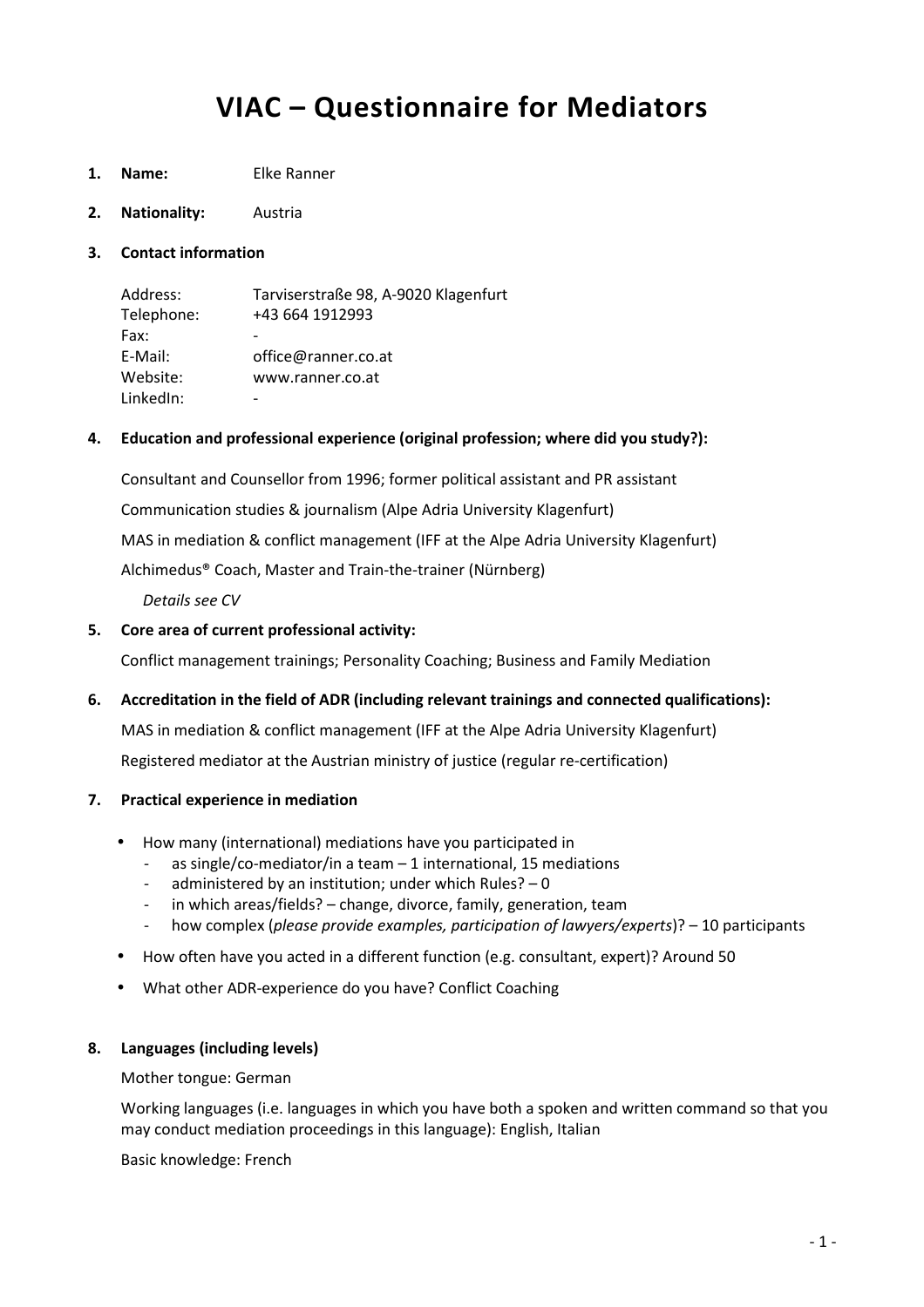# VIAC – Questionnaire for Mediators

1. **Name:** Elke Ranner

2. **Nationality:** Austria

3. **Contact information**

   Address: Tarviserstraße 98, A-9020 Klagenfurt
   Telephone: +43 664 1912993
   Fax: -
   E-Mail: office@ranner.co.at
   Website: www.ranner.co.at
   LinkedIn: -

4. **Education and professional experience (original profession; where did you study?):**

   Consultant and Counsellor from 1996; former political assistant and PR assistant

   Communication studies & journalism (Alpe Adria University Klagenfurt)

   MAS in mediation & conflict management (IFF at the Alpe Adria University Klagenfurt)

   Alchimedus® Coach, Master and Train-the-trainer (Nürnberg)

   *Details see CV*

5. **Core area of current professional activity:**

   Conflict management trainings; Personality Coaching; Business and Family Mediation

6. **Accreditation in the field of ADR (including relevant trainings and connected qualifications):**

   MAS in mediation & conflict management (IFF at the Alpe Adria University Klagenfurt)

   Registered mediator at the Austrian ministry of justice (regular re-certification)

7. **Practical experience in mediation**

   - How many (international) mediations have you participated in
     - as single/co-mediator/in a team – 1 international, 15 mediations
     - administered by an institution; under which Rules? – 0
     - in which areas/fields? – change, divorce, family, generation, team
     - how complex (*please provide examples, participation of lawyers/experts*)? – 10 participants
   - How often have you acted in a different function (e.g. consultant, expert)? Around 50
   - What other ADR-experience do you have? Conflict Coaching

8. **Languages (including levels)**

   Mother tongue: German

   Working languages (i.e. languages in which you have both a spoken and written command so that you may conduct mediation proceedings in this language): English, Italian

   Basic knowledge: French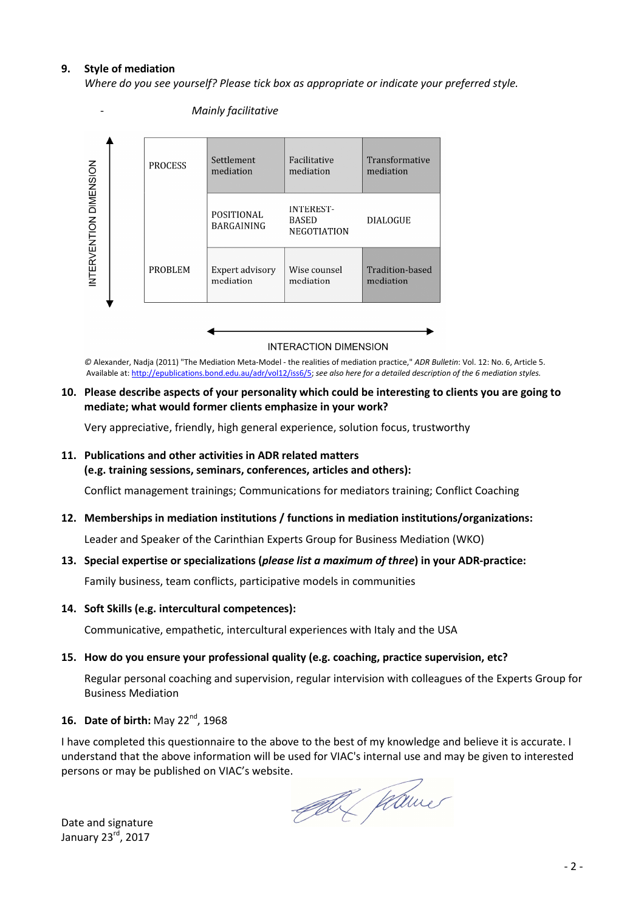**9. Style of mediation**

*Where do you see yourself? Please tick box as appropriate or indicate your preferred style.*

- *Mainly facilitative*

| INTERVENTION DIMENSION | | | |
|---|---|---|---|
| PROCESS | Settlement mediation | Facilitative mediation | Transformative mediation |
| | POSITIONAL BARGAINING | INTEREST-BASED NEGOTIATION | DIALOGUE |
| PROBLEM | Expert advisory mediation | Wise counsel mediation | Tradition-based mediation |

INTERACTION DIMENSION

© Alexander, Nadja (2011) "The Mediation Meta-Model - the realities of mediation practice," *ADR Bulletin*: Vol. 12: No. 6, Article 5. Available at: http://epublications.bond.edu.au/adr/vol12/iss6/5; *see also here for a detailed description of the 6 mediation styles.*

**10. Please describe aspects of your personality which could be interesting to clients you are going to mediate; what would former clients emphasize in your work?**

Very appreciative, friendly, high general experience, solution focus, trustworthy

**11. Publications and other activities in ADR related matters (e.g. training sessions, seminars, conferences, articles and others):**

Conflict management trainings; Communications for mediators training; Conflict Coaching

**12. Memberships in mediation institutions / functions in mediation institutions/organizations:**

Leader and Speaker of the Carinthian Experts Group for Business Mediation (WKO)

**13. Special expertise or specializations (*please list a maximum of three*) in your ADR-practice:**

Family business, team conflicts, participative models in communities

**14. Soft Skills (e.g. intercultural competences):**

Communicative, empathetic, intercultural experiences with Italy and the USA

**15. How do you ensure your professional quality (e.g. coaching, practice supervision, etc?**

Regular personal coaching and supervision, regular intervision with colleagues of the Experts Group for Business Mediation

**16. Date of birth:** May 22nd, 1968

I have completed this questionnaire to the above to the best of my knowledge and believe it is accurate. I understand that the above information will be used for VIAC's internal use and may be given to interested persons or may be published on VIAC's website.

Date and signature
January 23rd, 2017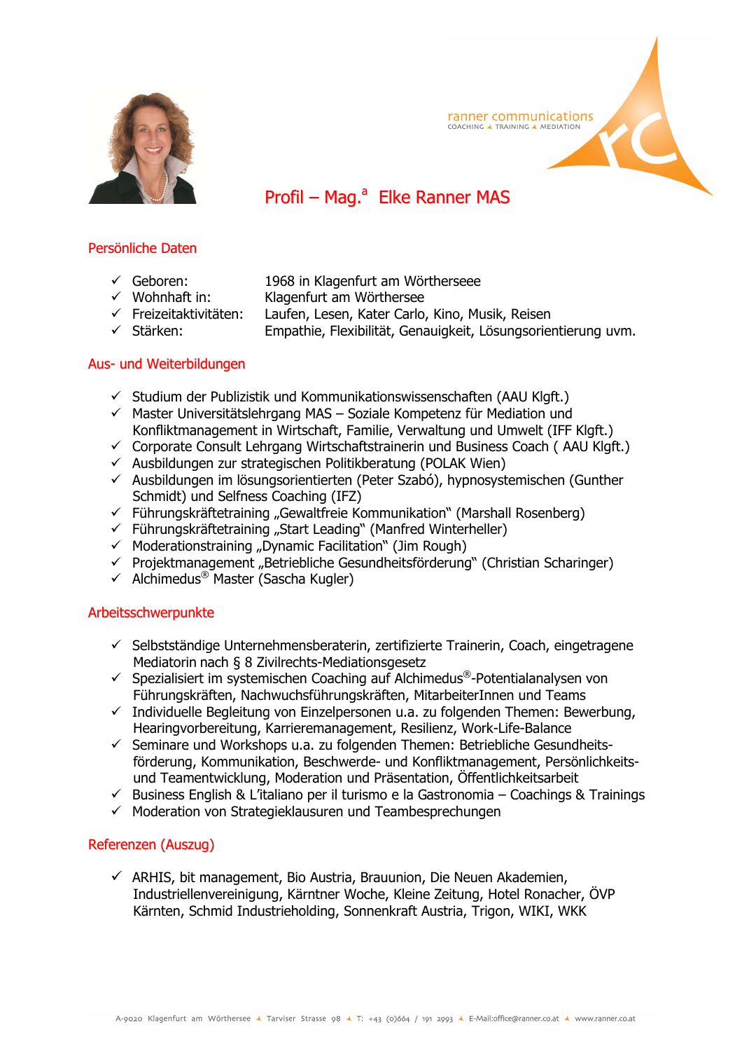ranner communications
COACHING ▲ TRAINING ▲ MEDIATION

# Profil – Mag.[a] Elke Ranner MAS

## Persönliche Daten

- ✓ Geboren: 1968 in Klagenfurt am Wörtherseee
- ✓ Wohnhaft in: Klagenfurt am Wörthersee
- ✓ Freizeitaktivitäten: Laufen, Lesen, Kater Carlo, Kino, Musik, Reisen
- ✓ Stärken: Empathie, Flexibilität, Genauigkeit, Lösungsorientierung uvm.

## Aus- und Weiterbildungen

- ✓ Studium der Publizistik und Kommunikationswissenschaften (AAU Klgft.)
- ✓ Master Universitätslehrgang MAS – Soziale Kompetenz für Mediation und Konfliktmanagement in Wirtschaft, Familie, Verwaltung und Umwelt (IFF Klgft.)
- ✓ Corporate Consult Lehrgang Wirtschaftstrainerin und Business Coach ( AAU Klgft.)
- ✓ Ausbildungen zur strategischen Politikberatung (POLAK Wien)
- ✓ Ausbildungen im lösungsorientierten (Peter Szabó), hypnosystemischen (Gunther Schmidt) und Selfness Coaching (IFZ)
- ✓ Führungskräftetraining „Gewaltfreie Kommunikation" (Marshall Rosenberg)
- ✓ Führungskräftetraining „Start Leading" (Manfred Winterheller)
- ✓ Moderationstraining „Dynamic Facilitation" (Jim Rough)
- ✓ Projektmanagement „Betriebliche Gesundheitsförderung" (Christian Scharinger)
- ✓ Alchimedus® Master (Sascha Kugler)

## Arbeitsschwerpunkte

- ✓ Selbstständige Unternehmensberaterin, zertifizierte Trainerin, Coach, eingetragene Mediatorin nach § 8 Zivilrechts-Mediationsgesetz
- ✓ Spezialisiert im systemischen Coaching auf Alchimedus®-Potentialanalysen von Führungskräften, Nachwuchsführungskräften, MitarbeiterInnen und Teams
- ✓ Individuelle Begleitung von Einzelpersonen u.a. zu folgenden Themen: Bewerbung, Hearingvorbereitung, Karrieremanagement, Resilienz, Work-Life-Balance
- ✓ Seminare und Workshops u.a. zu folgenden Themen: Betriebliche Gesundheitsförderung, Kommunikation, Beschwerde- und Konfliktmanagement, Persönlichkeits- und Teamentwicklung, Moderation und Präsentation, Öffentlichkeitsarbeit
- ✓ Business English & L'italiano per il turismo e la Gastronomia – Coachings & Trainings
- ✓ Moderation von Strategieklausuren und Teambesprechungen

## Referenzen (Auszug)

- ✓ ARHIS, bit management, Bio Austria, Brauunion, Die Neuen Akademien, Industriellenvereinigung, Kärntner Woche, Kleine Zeitung, Hotel Ronacher, ÖVP Kärnten, Schmid Industrieholding, Sonnenkraft Austria, Trigon, WIKI, WKK

A-9020 Klagenfurt am Wörthersee ▲ Tarviser Strasse 98 ▲ T: +43 (0)664 / 191 2993 ▲ E-Mail:office@ranner.co.at ▲ www.ranner.co.at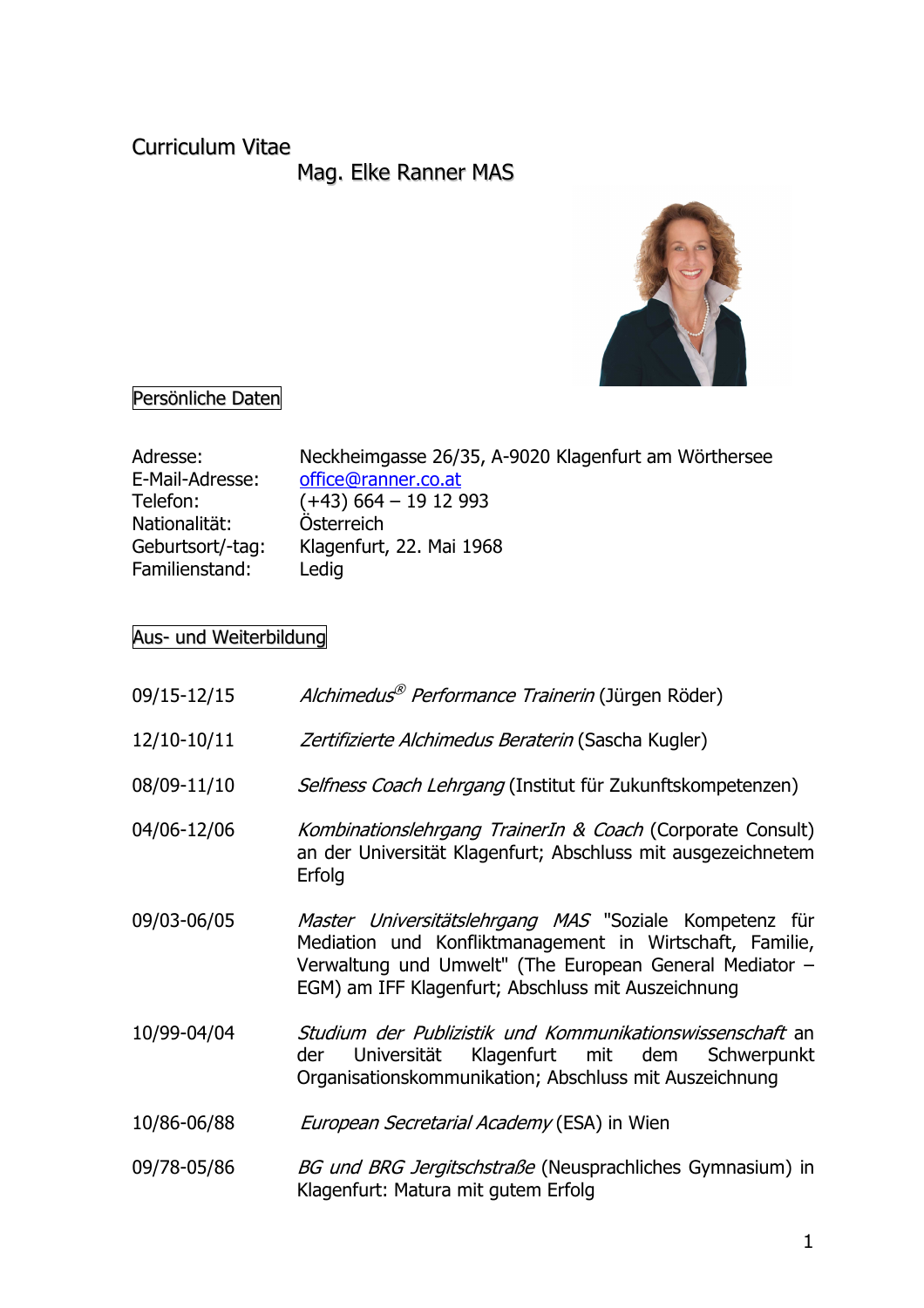# Curriculum Vitae

## Mag. Elke Ranner MAS

### Persönliche Daten

| | |
|---|---|
| Adresse: | Neckheimgasse 26/35, A-9020 Klagenfurt am Wörthersee |
| E-Mail-Adresse: | office@ranner.co.at |
| Telefon: | (+43) 664 – 19 12 993 |
| Nationalität: | Österreich |
| Geburtsort/-tag: | Klagenfurt, 22. Mai 1968 |
| Familienstand: | Ledig |

### Aus- und Weiterbildung

| | |
|---|---|
| 09/15-12/15 | *Alchimedus® Performance Trainerin* (Jürgen Röder) |
| 12/10-10/11 | *Zertifizierte Alchimedus Beraterin* (Sascha Kugler) |
| 08/09-11/10 | *Selfness Coach Lehrgang* (Institut für Zukunftskompetenzen) |
| 04/06-12/06 | *Kombinationslehrgang TrainerIn & Coach* (Corporate Consult) an der Universität Klagenfurt; Abschluss mit ausgezeichnetem Erfolg |
| 09/03-06/05 | *Master Universitätslehrgang MAS* "Soziale Kompetenz für Mediation und Konfliktmanagement in Wirtschaft, Familie, Verwaltung und Umwelt" (The European General Mediator – EGM) am IFF Klagenfurt; Abschluss mit Auszeichnung |
| 10/99-04/04 | *Studium der Publizistik und Kommunikationswissenschaft* an der Universität Klagenfurt mit dem Schwerpunkt Organisationskommunikation; Abschluss mit Auszeichnung |
| 10/86-06/88 | *European Secretarial Academy* (ESA) in Wien |
| 09/78-05/86 | *BG und BRG Jergitschstraße* (Neusprachliches Gymnasium) in Klagenfurt: Matura mit gutem Erfolg |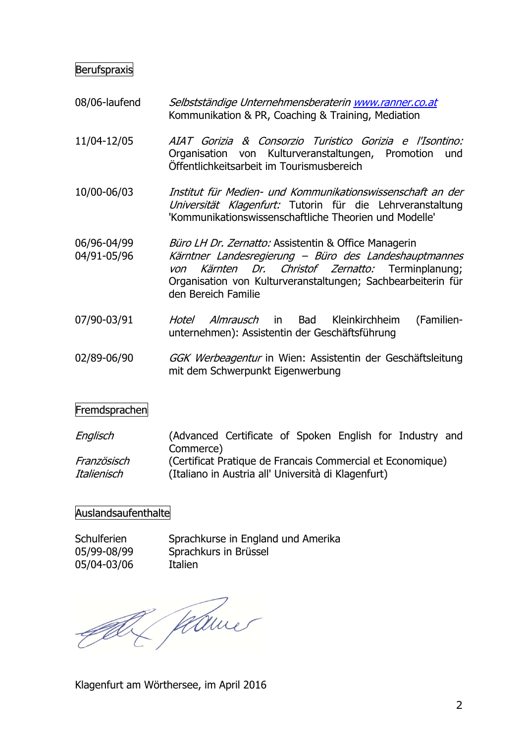## Berufspraxis

| | |
|---|---|
| 08/06-laufend | *Selbstständige Unternehmensberaterin* [www.ranner.co.at](http://www.ranner.co.at) Kommunikation & PR, Coaching & Training, Mediation |
| 11/04-12/05 | *AIAT Gorizia & Consorzio Turistico Gorizia e l'Isontino:* Organisation von Kulturveranstaltungen, Promotion und Öffentlichkeitsarbeit im Tourismusbereich |
| 10/00-06/03 | *Institut für Medien- und Kommunikationswissenschaft an der Universität Klagenfurt:* Tutorin für die Lehrveranstaltung 'Kommunikationswissenschaftliche Theorien und Modelle' |
| 06/96-04/99 | *Büro LH Dr. Zernatto:* Assistentin & Office Managerin |
| 04/91-05/96 | *Kärntner Landesregierung – Büro des Landeshauptmannes von Kärnten Dr. Christof Zernatto:* Terminplanung; Organisation von Kulturveranstaltungen; Sachbearbeiterin für den Bereich Familie |
| 07/90-03/91 | *Hotel Almrausch* in Bad Kleinkirchheim (Familien-unternehmen): Assistentin der Geschäftsführung |
| 02/89-06/90 | *GGK Werbeagentur* in Wien: Assistentin der Geschäftsleitung mit dem Schwerpunkt Eigenwerbung |

## Fremdsprachen

| | |
|---|---|
| *Englisch* | (Advanced Certificate of Spoken English for Industry and Commerce) |
| *Französisch* | (Certificat Pratique de Francais Commercial et Economique) |
| *Italienisch* | (Italiano in Austria all' Università di Klagenfurt) |

## Auslandsaufenthalte

| | |
|---|---|
| Schulferien | Sprachkurse in England und Amerika |
| 05/99-08/99 | Sprachkurs in Brüssel |
| 05/04-03/06 | Italien |

Klagenfurt am Wörthersee, im April 2016